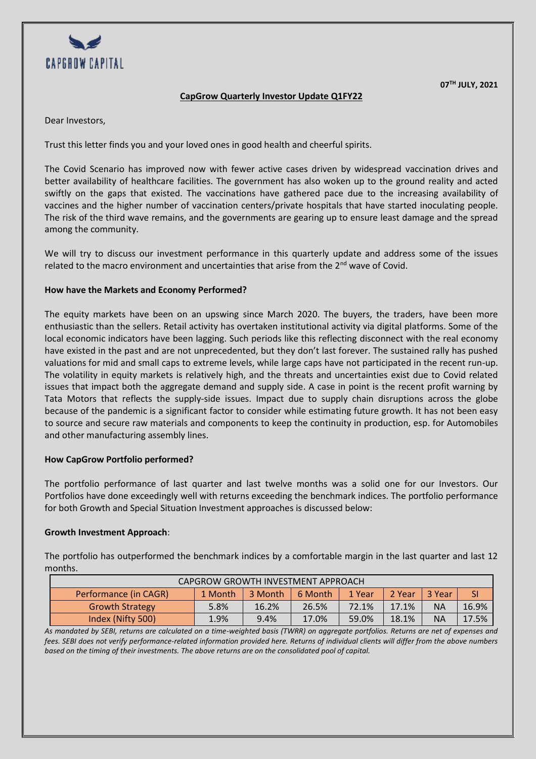CAPGROW CAPITAL

**07[TH] JULY, 2021**

## CapGrow Quarterly Investor Update Q1FY22

Dear Investors,

Trust this letter finds you and your loved ones in good health and cheerful spirits.

The Covid Scenario has improved now with fewer active cases driven by widespread vaccination drives and better availability of healthcare facilities. The government has also woken up to the ground reality and acted swiftly on the gaps that existed. The vaccinations have gathered pace due to the increasing availability of vaccines and the higher number of vaccination centers/private hospitals that have started inoculating people. The risk of the third wave remains, and the governments are gearing up to ensure least damage and the spread among the community.

We will try to discuss our investment performance in this quarterly update and address some of the issues related to the macro environment and uncertainties that arise from the 2[nd] wave of Covid.

### How have the Markets and Economy Performed?

The equity markets have been on an upswing since March 2020. The buyers, the traders, have been more enthusiastic than the sellers. Retail activity has overtaken institutional activity via digital platforms. Some of the local economic indicators have been lagging. Such periods like this reflecting disconnect with the real economy have existed in the past and are not unprecedented, but they don't last forever. The sustained rally has pushed valuations for mid and small caps to extreme levels, while large caps have not participated in the recent run-up. The volatility in equity markets is relatively high, and the threats and uncertainties exist due to Covid related issues that impact both the aggregate demand and supply side. A case in point is the recent profit warning by Tata Motors that reflects the supply-side issues. Impact due to supply chain disruptions across the globe because of the pandemic is a significant factor to consider while estimating future growth. It has not been easy to source and secure raw materials and components to keep the continuity in production, esp. for Automobiles and other manufacturing assembly lines.

### How CapGrow Portfolio performed?

The portfolio performance of last quarter and last twelve months was a solid one for our Investors. Our Portfolios have done exceedingly well with returns exceeding the benchmark indices. The portfolio performance for both Growth and Special Situation Investment approaches is discussed below:

**Growth Investment Approach**:

The portfolio has outperformed the benchmark indices by a comfortable margin in the last quarter and last 12 months.

| CAPGROW GROWTH INVESTMENT APPROACH | | | | | | | |
|---|---|---|---|---|---|---|---|
| Performance (in CAGR) | 1 Month | 3 Month | 6 Month | 1 Year | 2 Year | 3 Year | SI |
| Growth Strategy | 5.8% | 16.2% | 26.5% | 72.1% | 17.1% | NA | 16.9% |
| Index (Nifty 500) | 1.9% | 9.4% | 17.0% | 59.0% | 18.1% | NA | 17.5% |

*As mandated by SEBI, returns are calculated on a time-weighted basis (TWRR) on aggregate portfolios. Returns are net of expenses and fees. SEBI does not verify performance-related information provided here. Returns of individual clients will differ from the above numbers based on the timing of their investments. The above returns are on the consolidated pool of capital.*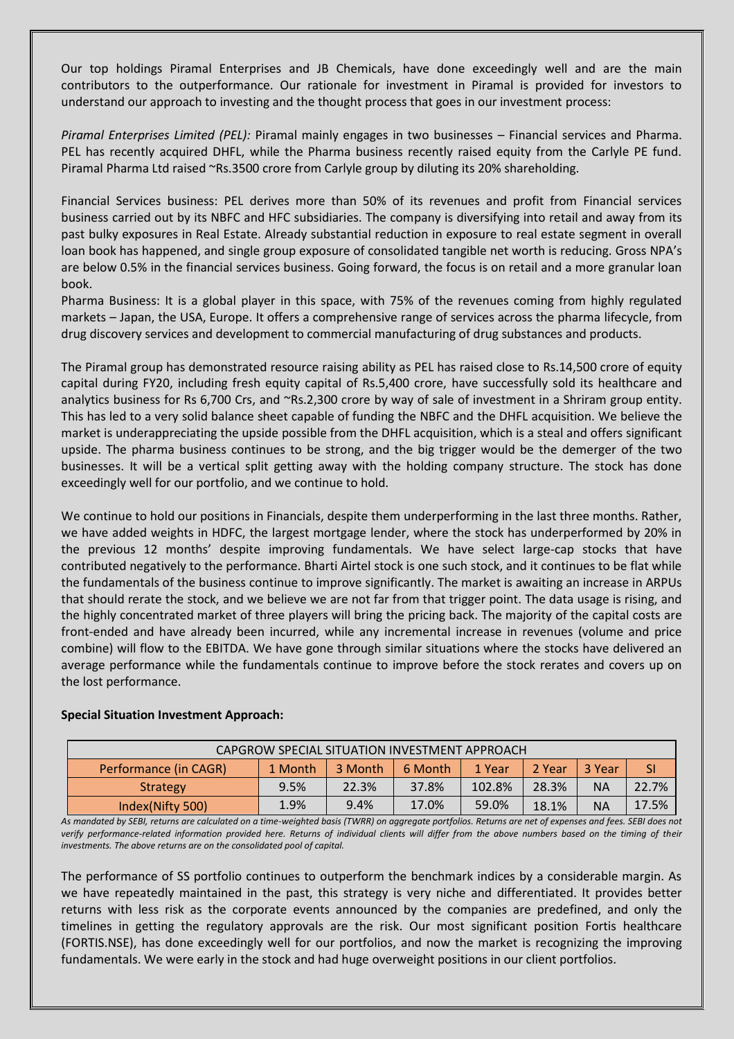Our top holdings Piramal Enterprises and JB Chemicals, have done exceedingly well and are the main contributors to the outperformance. Our rationale for investment in Piramal is provided for investors to understand our approach to investing and the thought process that goes in our investment process:

*Piramal Enterprises Limited (PEL):* Piramal mainly engages in two businesses – Financial services and Pharma. PEL has recently acquired DHFL, while the Pharma business recently raised equity from the Carlyle PE fund. Piramal Pharma Ltd raised ~Rs.3500 crore from Carlyle group by diluting its 20% shareholding.

Financial Services business: PEL derives more than 50% of its revenues and profit from Financial services business carried out by its NBFC and HFC subsidiaries. The company is diversifying into retail and away from its past bulky exposures in Real Estate. Already substantial reduction in exposure to real estate segment in overall loan book has happened, and single group exposure of consolidated tangible net worth is reducing. Gross NPA's are below 0.5% in the financial services business. Going forward, the focus is on retail and a more granular loan book.

Pharma Business: It is a global player in this space, with 75% of the revenues coming from highly regulated markets – Japan, the USA, Europe. It offers a comprehensive range of services across the pharma lifecycle, from drug discovery services and development to commercial manufacturing of drug substances and products.

The Piramal group has demonstrated resource raising ability as PEL has raised close to Rs.14,500 crore of equity capital during FY20, including fresh equity capital of Rs.5,400 crore, have successfully sold its healthcare and analytics business for Rs 6,700 Crs, and ~Rs.2,300 crore by way of sale of investment in a Shriram group entity. This has led to a very solid balance sheet capable of funding the NBFC and the DHFL acquisition. We believe the market is underappreciating the upside possible from the DHFL acquisition, which is a steal and offers significant upside. The pharma business continues to be strong, and the big trigger would be the demerger of the two businesses. It will be a vertical split getting away with the holding company structure. The stock has done exceedingly well for our portfolio, and we continue to hold.

We continue to hold our positions in Financials, despite them underperforming in the last three months. Rather, we have added weights in HDFC, the largest mortgage lender, where the stock has underperformed by 20% in the previous 12 months' despite improving fundamentals. We have select large-cap stocks that have contributed negatively to the performance. Bharti Airtel stock is one such stock, and it continues to be flat while the fundamentals of the business continue to improve significantly. The market is awaiting an increase in ARPUs that should rerate the stock, and we believe we are not far from that trigger point. The data usage is rising, and the highly concentrated market of three players will bring the pricing back. The majority of the capital costs are front-ended and have already been incurred, while any incremental increase in revenues (volume and price combine) will flow to the EBITDA. We have gone through similar situations where the stocks have delivered an average performance while the fundamentals continue to improve before the stock rerates and covers up on the lost performance.

**Special Situation Investment Approach:**

| CAPGROW SPECIAL SITUATION INVESTMENT APPROACH | | | | | | | |
|---|---|---|---|---|---|---|---|
| Performance (in CAGR) | 1 Month | 3 Month | 6 Month | 1 Year | 2 Year | 3 Year | SI |
| Strategy | 9.5% | 22.3% | 37.8% | 102.8% | 28.3% | NA | 22.7% |
| Index(Nifty 500) | 1.9% | 9.4% | 17.0% | 59.0% | 18.1% | NA | 17.5% |

*As mandated by SEBI, returns are calculated on a time-weighted basis (TWRR) on aggregate portfolios. Returns are net of expenses and fees. SEBI does not verify performance-related information provided here. Returns of individual clients will differ from the above numbers based on the timing of their investments. The above returns are on the consolidated pool of capital.*

The performance of SS portfolio continues to outperform the benchmark indices by a considerable margin. As we have repeatedly maintained in the past, this strategy is very niche and differentiated. It provides better returns with less risk as the corporate events announced by the companies are predefined, and only the timelines in getting the regulatory approvals are the risk. Our most significant position Fortis healthcare (FORTIS.NSE), has done exceedingly well for our portfolios, and now the market is recognizing the improving fundamentals. We were early in the stock and had huge overweight positions in our client portfolios.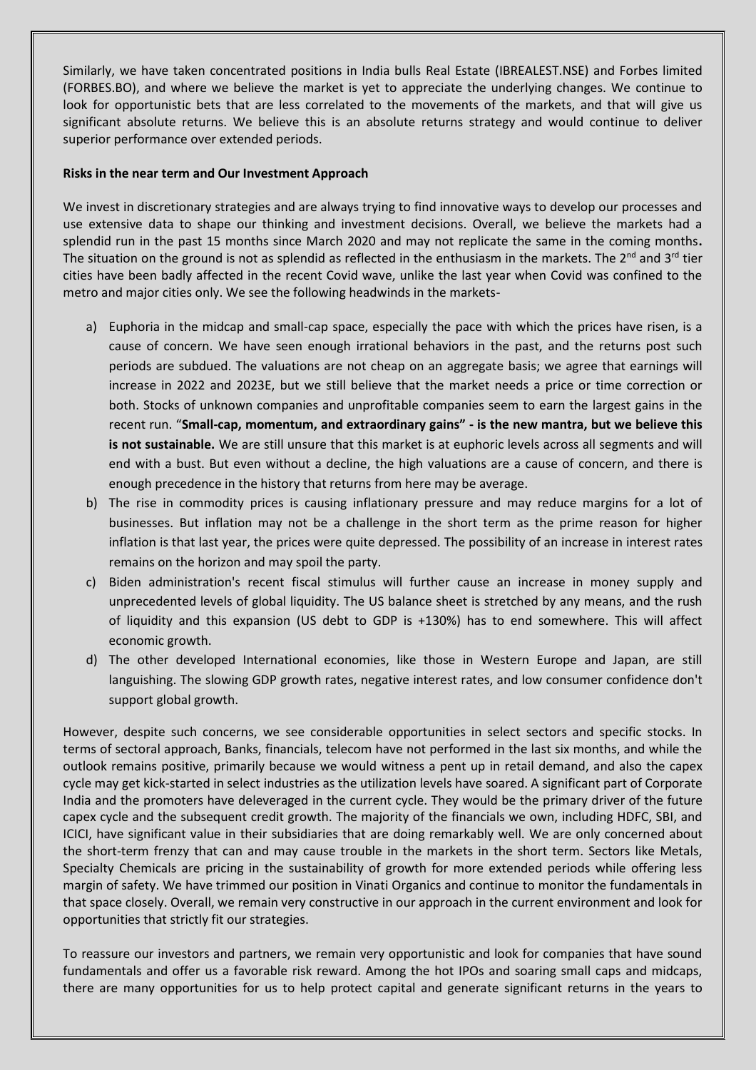Similarly, we have taken concentrated positions in India bulls Real Estate (IBREALEST.NSE) and Forbes limited (FORBES.BO), and where we believe the market is yet to appreciate the underlying changes. We continue to look for opportunistic bets that are less correlated to the movements of the markets, and that will give us significant absolute returns. We believe this is an absolute returns strategy and would continue to deliver superior performance over extended periods.

**Risks in the near term and Our Investment Approach**

We invest in discretionary strategies and are always trying to find innovative ways to develop our processes and use extensive data to shape our thinking and investment decisions. Overall, we believe the markets had a splendid run in the past 15 months since March 2020 and may not replicate the same in the coming months**.** The situation on the ground is not as splendid as reflected in the enthusiasm in the markets. The 2nd and 3rd tier cities have been badly affected in the recent Covid wave, unlike the last year when Covid was confined to the metro and major cities only. We see the following headwinds in the markets-

a) Euphoria in the midcap and small-cap space, especially the pace with which the prices have risen, is a cause of concern. We have seen enough irrational behaviors in the past, and the returns post such periods are subdued. The valuations are not cheap on an aggregate basis; we agree that earnings will increase in 2022 and 2023E, but we still believe that the market needs a price or time correction or both. Stocks of unknown companies and unprofitable companies seem to earn the largest gains in the recent run. "**Small-cap, momentum, and extraordinary gains" - is the new mantra, but we believe this is not sustainable.** We are still unsure that this market is at euphoric levels across all segments and will end with a bust. But even without a decline, the high valuations are a cause of concern, and there is enough precedence in the history that returns from here may be average.
b) The rise in commodity prices is causing inflationary pressure and may reduce margins for a lot of businesses. But inflation may not be a challenge in the short term as the prime reason for higher inflation is that last year, the prices were quite depressed. The possibility of an increase in interest rates remains on the horizon and may spoil the party.
c) Biden administration's recent fiscal stimulus will further cause an increase in money supply and unprecedented levels of global liquidity. The US balance sheet is stretched by any means, and the rush of liquidity and this expansion (US debt to GDP is +130%) has to end somewhere. This will affect economic growth.
d) The other developed International economies, like those in Western Europe and Japan, are still languishing. The slowing GDP growth rates, negative interest rates, and low consumer confidence don't support global growth.

However, despite such concerns, we see considerable opportunities in select sectors and specific stocks. In terms of sectoral approach, Banks, financials, telecom have not performed in the last six months, and while the outlook remains positive, primarily because we would witness a pent up in retail demand, and also the capex cycle may get kick-started in select industries as the utilization levels have soared. A significant part of Corporate India and the promoters have deleveraged in the current cycle. They would be the primary driver of the future capex cycle and the subsequent credit growth. The majority of the financials we own, including HDFC, SBI, and ICICI, have significant value in their subsidiaries that are doing remarkably well. We are only concerned about the short-term frenzy that can and may cause trouble in the markets in the short term. Sectors like Metals, Specialty Chemicals are pricing in the sustainability of growth for more extended periods while offering less margin of safety. We have trimmed our position in Vinati Organics and continue to monitor the fundamentals in that space closely. Overall, we remain very constructive in our approach in the current environment and look for opportunities that strictly fit our strategies.

To reassure our investors and partners, we remain very opportunistic and look for companies that have sound fundamentals and offer us a favorable risk reward. Among the hot IPOs and soaring small caps and midcaps, there are many opportunities for us to help protect capital and generate significant returns in the years to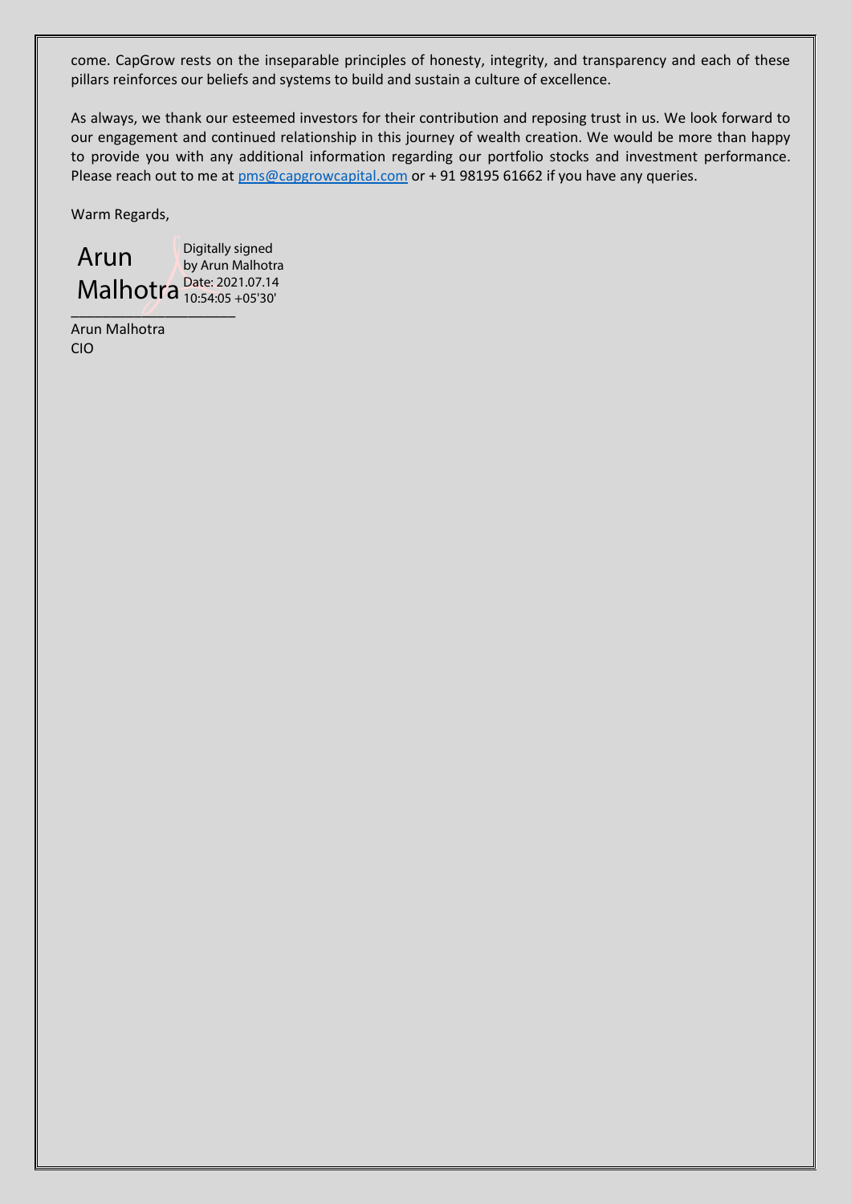come. CapGrow rests on the inseparable principles of honesty, integrity, and transparency and each of these pillars reinforces our beliefs and systems to build and sustain a culture of excellence.

As always, we thank our esteemed investors for their contribution and reposing trust in us. We look forward to our engagement and continued relationship in this journey of wealth creation. We would be more than happy to provide you with any additional information regarding our portfolio stocks and investment performance. Please reach out to me at pms@capgrowcapital.com or + 91 98195 61662 if you have any queries.

Warm Regards,

Arun Malhotra

Digitally signed by Arun Malhotra
Date: 2021.07.14 10:54:05 +05'30'

Arun Malhotra
CIO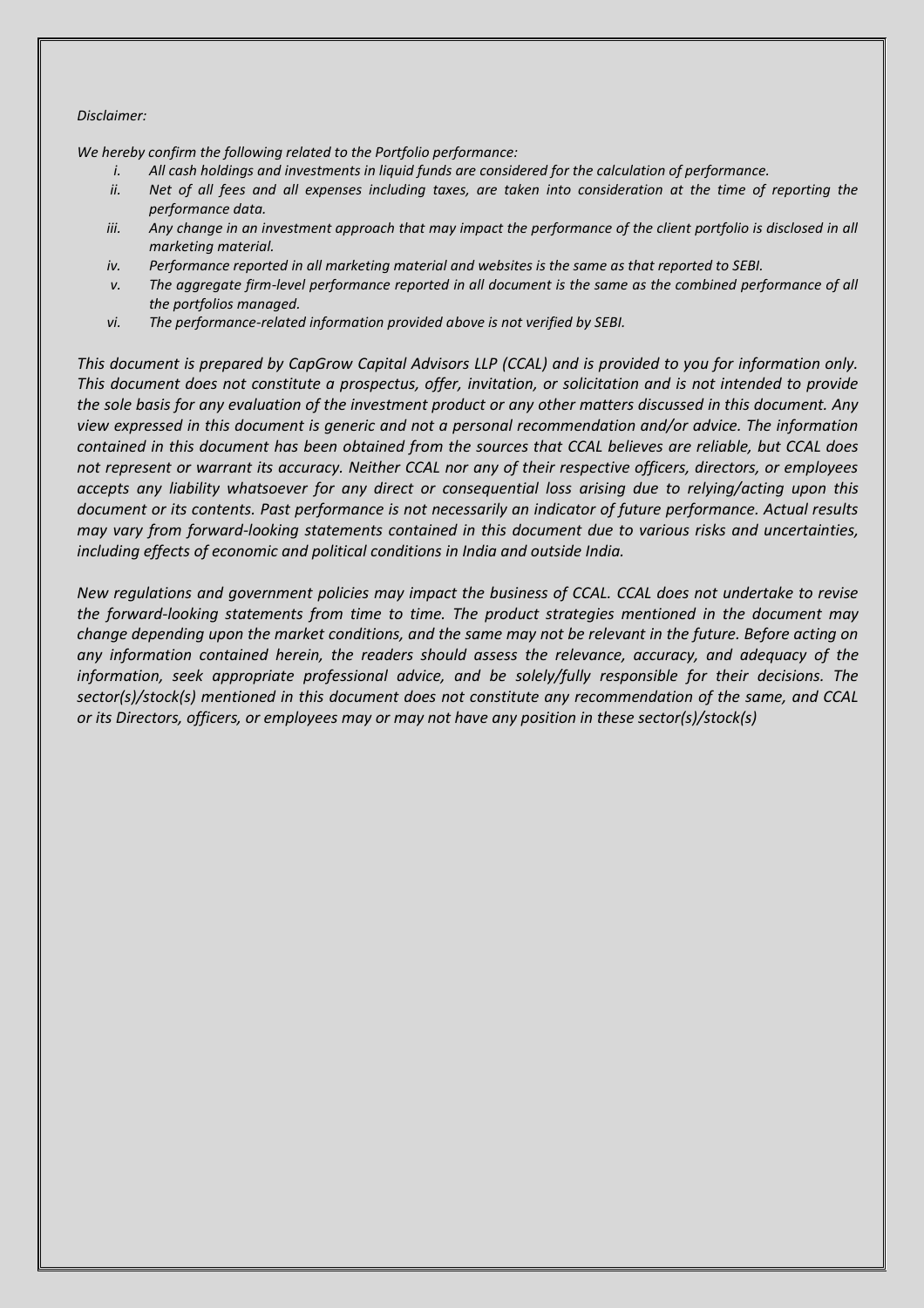*Disclaimer:*

*We hereby confirm the following related to the Portfolio performance:*

1. *All cash holdings and investments in liquid funds are considered for the calculation of performance.*
2. *Net of all fees and all expenses including taxes, are taken into consideration at the time of reporting the performance data.*
3. *Any change in an investment approach that may impact the performance of the client portfolio is disclosed in all marketing material.*
4. *Performance reported in all marketing material and websites is the same as that reported to SEBI.*
5. *The aggregate firm-level performance reported in all document is the same as the combined performance of all the portfolios managed.*
6. *The performance-related information provided above is not verified by SEBI.*

*This document is prepared by CapGrow Capital Advisors LLP (CCAL) and is provided to you for information only. This document does not constitute a prospectus, offer, invitation, or solicitation and is not intended to provide the sole basis for any evaluation of the investment product or any other matters discussed in this document. Any view expressed in this document is generic and not a personal recommendation and/or advice. The information contained in this document has been obtained from the sources that CCAL believes are reliable, but CCAL does not represent or warrant its accuracy. Neither CCAL nor any of their respective officers, directors, or employees accepts any liability whatsoever for any direct or consequential loss arising due to relying/acting upon this document or its contents. Past performance is not necessarily an indicator of future performance. Actual results may vary from forward-looking statements contained in this document due to various risks and uncertainties, including effects of economic and political conditions in India and outside India.*

*New regulations and government policies may impact the business of CCAL. CCAL does not undertake to revise the forward-looking statements from time to time. The product strategies mentioned in the document may change depending upon the market conditions, and the same may not be relevant in the future. Before acting on any information contained herein, the readers should assess the relevance, accuracy, and adequacy of the information, seek appropriate professional advice, and be solely/fully responsible for their decisions. The sector(s)/stock(s) mentioned in this document does not constitute any recommendation of the same, and CCAL or its Directors, officers, or employees may or may not have any position in these sector(s)/stock(s)*